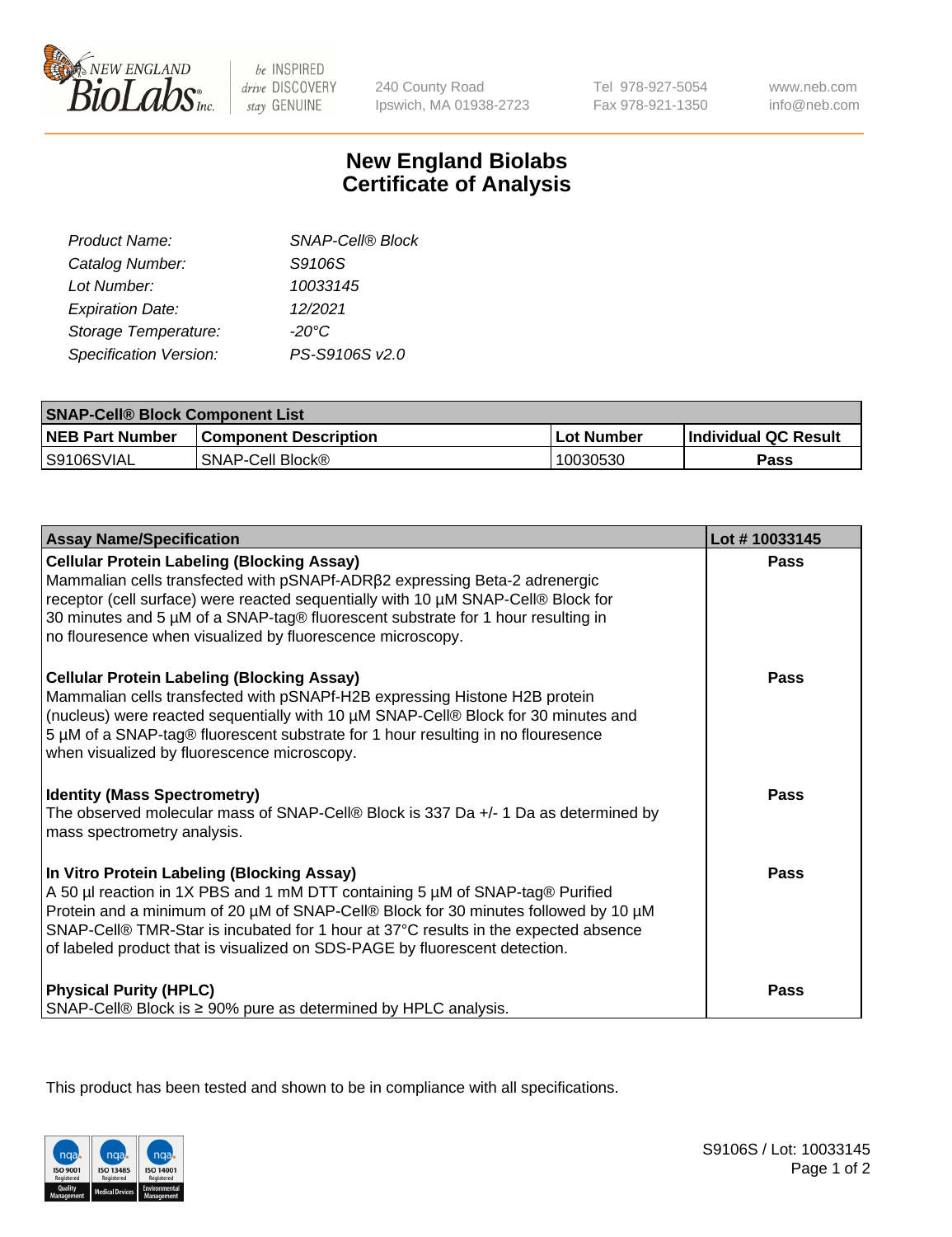# New England Biolabs Certificate of Analysis

| | |
|---|---|
| *Product Name:* | *SNAP-Cell® Block* |
| *Catalog Number:* | *S9106S* |
| *Lot Number:* | *10033145* |
| *Expiration Date:* | *12/2021* |
| *Storage Temperature:* | *-20°C* |
| *Specification Version:* | *PS-S9106S v2.0* |

| SNAP-Cell® Block Component List | | | |
|---|---|---|---|
| **NEB Part Number** | **Component Description** | **Lot Number** | **Individual QC Result** |
| S9106SVIAL | SNAP-Cell Block® | 10030530 | **Pass** |

| Assay Name/Specification | Lot # 10033145 |
|---|---|
| **Cellular Protein Labeling (Blocking Assay)** Mammalian cells transfected with pSNAPf-ADRβ2 expressing Beta-2 adrenergic receptor (cell surface) were reacted sequentially with 10 µM SNAP-Cell® Block for 30 minutes and 5 µM of a SNAP-tag® fluorescent substrate for 1 hour resulting in no flouresence when visualized by fluorescence microscopy. | **Pass** |
| **Cellular Protein Labeling (Blocking Assay)** Mammalian cells transfected with pSNAPf-H2B expressing Histone H2B protein (nucleus) were reacted sequentially with 10 µM SNAP-Cell® Block for 30 minutes and 5 µM of a SNAP-tag® fluorescent substrate for 1 hour resulting in no flouresence when visualized by fluorescence microscopy. | **Pass** |
| **Identity (Mass Spectrometry)** The observed molecular mass of SNAP-Cell® Block is 337 Da +/- 1 Da as determined by mass spectrometry analysis. | **Pass** |
| **In Vitro Protein Labeling (Blocking Assay)** A 50 µl reaction in 1X PBS and 1 mM DTT containing 5 µM of SNAP-tag® Purified Protein and a minimum of 20 µM of SNAP-Cell® Block for 30 minutes followed by 10 µM SNAP-Cell® TMR-Star is incubated for 1 hour at 37°C results in the expected absence of labeled product that is visualized on SDS-PAGE by fluorescent detection. | **Pass** |
| **Physical Purity (HPLC)** SNAP-Cell® Block is ≥ 90% pure as determined by HPLC analysis. | **Pass** |

This product has been tested and shown to be in compliance with all specifications.

S9106S / Lot: 10033145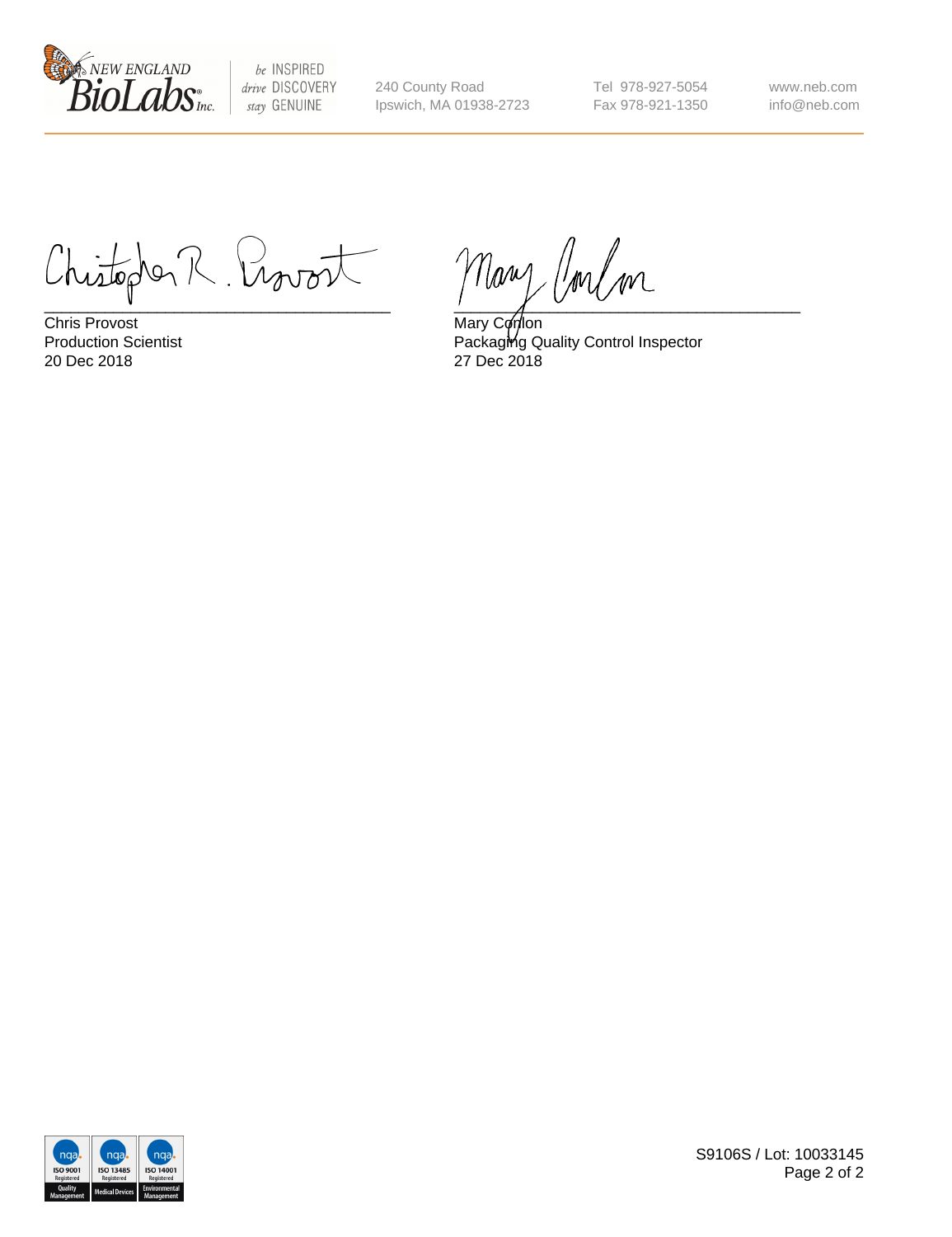Chris Provost
Production Scientist
20 Dec 2018

Mary Conlon
Packaging Quality Control Inspector
27 Dec 2018